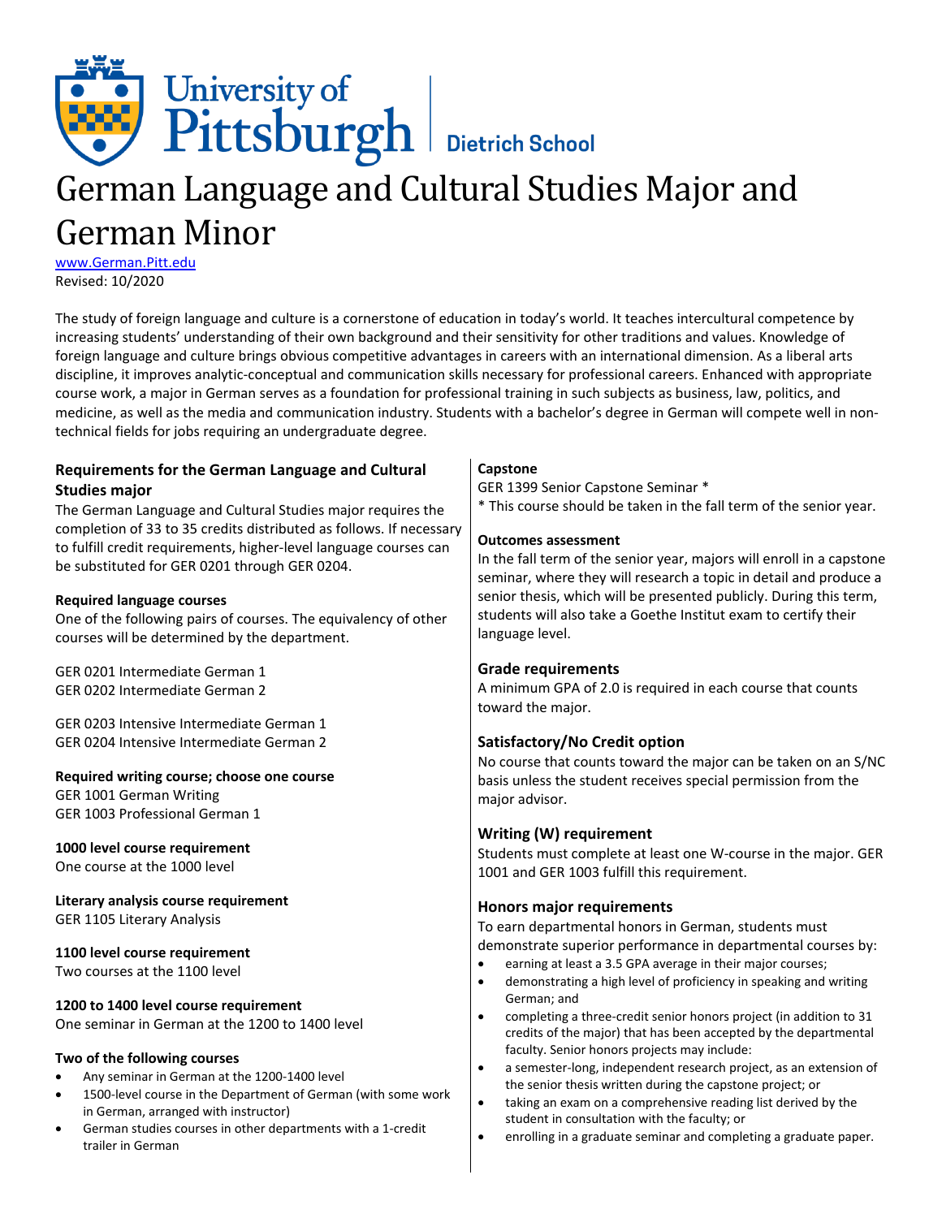University of Pittsburgh | Dietrich School

# German Language and Cultural Studies Major and German Minor

www.German.Pitt.edu
Revised: 10/2020

The study of foreign language and culture is a cornerstone of education in today's world. It teaches intercultural competence by increasing students' understanding of their own background and their sensitivity for other traditions and values. Knowledge of foreign language and culture brings obvious competitive advantages in careers with an international dimension. As a liberal arts discipline, it improves analytic-conceptual and communication skills necessary for professional careers. Enhanced with appropriate course work, a major in German serves as a foundation for professional training in such subjects as business, law, politics, and medicine, as well as the media and communication industry. Students with a bachelor's degree in German will compete well in non-technical fields for jobs requiring an undergraduate degree.

## Requirements for the German Language and Cultural Studies major

The German Language and Cultural Studies major requires the completion of 33 to 35 credits distributed as follows. If necessary to fulfill credit requirements, higher-level language courses can be substituted for GER 0201 through GER 0204.

**Required language courses**
One of the following pairs of courses. The equivalency of other courses will be determined by the department.

GER 0201 Intermediate German 1
GER 0202 Intermediate German 2

GER 0203 Intensive Intermediate German 1
GER 0204 Intensive Intermediate German 2

**Required writing course; choose one course**
GER 1001 German Writing
GER 1003 Professional German 1

**1000 level course requirement**
One course at the 1000 level

**Literary analysis course requirement**
GER 1105 Literary Analysis

**1100 level course requirement**
Two courses at the 1100 level

**1200 to 1400 level course requirement**
One seminar in German at the 1200 to 1400 level

**Two of the following courses**

- Any seminar in German at the 1200-1400 level
- 1500-level course in the Department of German (with some work in German, arranged with instructor)
- German studies courses in other departments with a 1-credit trailer in German

**Capstone**
GER 1399 Senior Capstone Seminar *
* This course should be taken in the fall term of the senior year.

**Outcomes assessment**
In the fall term of the senior year, majors will enroll in a capstone seminar, where they will research a topic in detail and produce a senior thesis, which will be presented publicly. During this term, students will also take a Goethe Institut exam to certify their language level.

### Grade requirements

A minimum GPA of 2.0 is required in each course that counts toward the major.

### Satisfactory/No Credit option

No course that counts toward the major can be taken on an S/NC basis unless the student receives special permission from the major advisor.

### Writing (W) requirement

Students must complete at least one W-course in the major. GER 1001 and GER 1003 fulfill this requirement.

### Honors major requirements

To earn departmental honors in German, students must demonstrate superior performance in departmental courses by:

- earning at least a 3.5 GPA average in their major courses;
- demonstrating a high level of proficiency in speaking and writing German; and
- completing a three-credit senior honors project (in addition to 31 credits of the major) that has been accepted by the departmental faculty. Senior honors projects may include:
- a semester-long, independent research project, as an extension of the senior thesis written during the capstone project; or
- taking an exam on a comprehensive reading list derived by the student in consultation with the faculty; or
- enrolling in a graduate seminar and completing a graduate paper.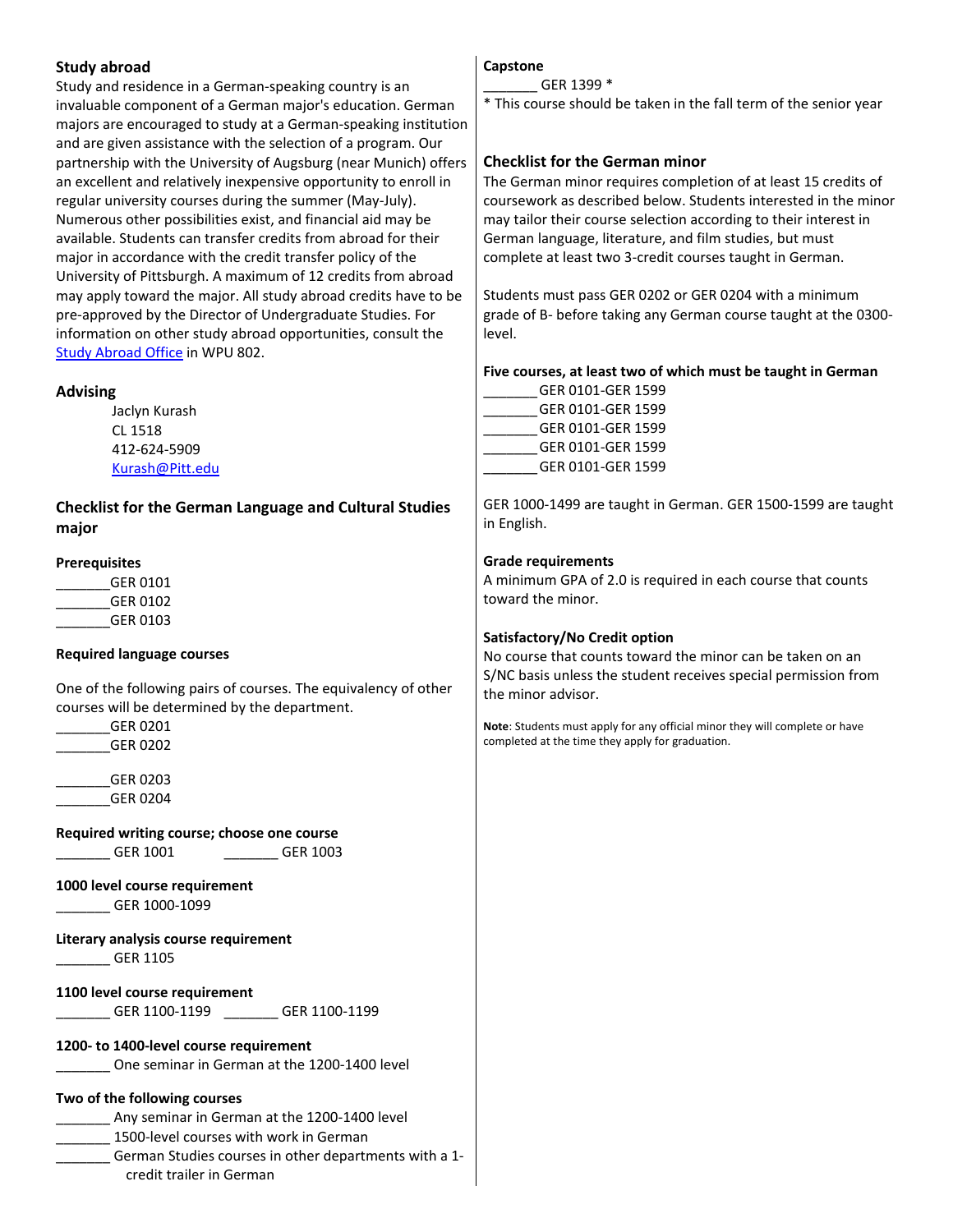## Study abroad

Study and residence in a German-speaking country is an invaluable component of a German major's education. German majors are encouraged to study at a German-speaking institution and are given assistance with the selection of a program. Our partnership with the University of Augsburg (near Munich) offers an excellent and relatively inexpensive opportunity to enroll in regular university courses during the summer (May-July). Numerous other possibilities exist, and financial aid may be available. Students can transfer credits from abroad for their major in accordance with the credit transfer policy of the University of Pittsburgh. A maximum of 12 credits from abroad may apply toward the major. All study abroad credits have to be pre-approved by the Director of Undergraduate Studies. For information on other study abroad opportunities, consult the [Study Abroad Office] in WPU 802.

## Advising

Jaclyn Kurash
CL 1518
412-624-5909
Kurash@Pitt.edu

## Checklist for the German Language and Cultural Studies major

**Prerequisites**

_______GER 0101
_______GER 0102
_______GER 0103

**Required language courses**

One of the following pairs of courses. The equivalency of other courses will be determined by the department.

_______GER 0201
_______GER 0202

_______GER 0203
_______GER 0204

**Required writing course; choose one course**

_______ GER 1001 _______ GER 1003

**1000 level course requirement**

_______ GER 1000-1099

**Literary analysis course requirement**

_______ GER 1105

**1100 level course requirement**

_______ GER 1100-1199 _______ GER 1100-1199

**1200- to 1400-level course requirement**

_______ One seminar in German at the 1200-1400 level

**Two of the following courses**

_______ Any seminar in German at the 1200-1400 level
_______ 1500-level courses with work in German
_______ German Studies courses in other departments with a 1-credit trailer in German

**Capstone**

_______ GER 1399 *

* This course should be taken in the fall term of the senior year

## Checklist for the German minor

The German minor requires completion of at least 15 credits of coursework as described below. Students interested in the minor may tailor their course selection according to their interest in German language, literature, and film studies, but must complete at least two 3-credit courses taught in German.

Students must pass GER 0202 or GER 0204 with a minimum grade of B- before taking any German course taught at the 0300-level.

**Five courses, at least two of which must be taught in German**

_______GER 0101-GER 1599
_______GER 0101-GER 1599
_______GER 0101-GER 1599
_______GER 0101-GER 1599
_______GER 0101-GER 1599

GER 1000-1499 are taught in German. GER 1500-1599 are taught in English.

**Grade requirements**

A minimum GPA of 2.0 is required in each course that counts toward the minor.

**Satisfactory/No Credit option**

No course that counts toward the minor can be taken on an S/NC basis unless the student receives special permission from the minor advisor.

**Note**: Students must apply for any official minor they will complete or have completed at the time they apply for graduation.